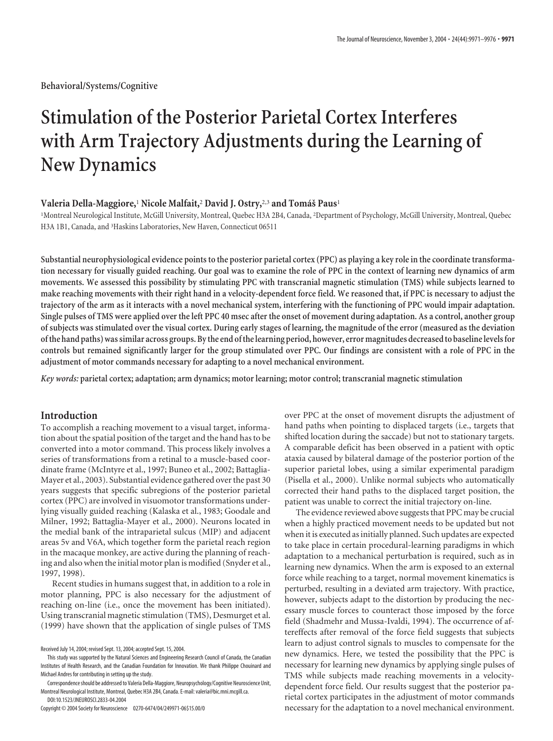Behavioral/Systems/Cognitive

# Stimulation of the Posterior Parietal Cortex Interferes with Arm Trajectory Adjustments during the Learning of New Dynamics

**Valeria Della-Maggiore,[1] Nicole Malfait,[2] David J. Ostry,[2,3] and Tomáš Paus[1]**

[1]Montreal Neurological Institute, McGill University, Montreal, Quebec H3A 2B4, Canada, [2]Department of Psychology, McGill University, Montreal, Quebec H3A 1B1, Canada, and [3]Haskins Laboratories, New Haven, Connecticut 06511

**Substantial neurophysiological evidence points to the posterior parietal cortex (PPC) as playing a key role in the coordinate transformation necessary for visually guided reaching. Our goal was to examine the role of PPC in the context of learning new dynamics of arm movements. We assessed this possibility by stimulating PPC with transcranial magnetic stimulation (TMS) while subjects learned to make reaching movements with their right hand in a velocity-dependent force field. We reasoned that, if PPC is necessary to adjust the trajectory of the arm as it interacts with a novel mechanical system, interfering with the functioning of PPC would impair adaptation. Single pulses of TMS were applied over the left PPC 40 msec after the onset of movement during adaptation. As a control, another group of subjects was stimulated over the visual cortex. During early stages of learning, the magnitude of the error (measured as the deviation of the hand paths) was similar across groups. By the end of the learning period, however, error magnitudes decreased to baseline levels for controls but remained significantly larger for the group stimulated over PPC. Our findings are consistent with a role of PPC in the adjustment of motor commands necessary for adapting to a novel mechanical environment.**

*Key words:* **parietal cortex; adaptation; arm dynamics; motor learning; motor control; transcranial magnetic stimulation**

## Introduction

To accomplish a reaching movement to a visual target, information about the spatial position of the target and the hand has to be converted into a motor command. This process likely involves a series of transformations from a retinal to a muscle-based coordinate frame (McIntyre et al., 1997; Buneo et al., 2002; Battaglia-Mayer et al., 2003). Substantial evidence gathered over the past 30 years suggests that specific subregions of the posterior parietal cortex (PPC) are involved in visuomotor transformations underlying visually guided reaching (Kalaska et al., 1983; Goodale and Milner, 1992; Battaglia-Mayer et al., 2000). Neurons located in the medial bank of the intraparietal sulcus (MIP) and adjacent areas 5v and V6A, which together form the parietal reach region in the macaque monkey, are active during the planning of reaching and also when the initial motor plan is modified (Snyder et al., 1997, 1998).

Recent studies in humans suggest that, in addition to a role in motor planning, PPC is also necessary for the adjustment of reaching on-line (i.e., once the movement has been initiated). Using transcranial magnetic stimulation (TMS), Desmurget et al. (1999) have shown that the application of single pulses of TMS over PPC at the onset of movement disrupts the adjustment of hand paths when pointing to displaced targets (i.e., targets that shifted location during the saccade) but not to stationary targets. A comparable deficit has been observed in a patient with optic ataxia caused by bilateral damage of the posterior portion of the superior parietal lobes, using a similar experimental paradigm (Pisella et al., 2000). Unlike normal subjects who automatically corrected their hand paths to the displaced target position, the patient was unable to correct the initial trajectory on-line.

The evidence reviewed above suggests that PPC may be crucial when a highly practiced movement needs to be updated but not when it is executed as initially planned. Such updates are expected to take place in certain procedural-learning paradigms in which adaptation to a mechanical perturbation is required, such as in learning new dynamics. When the arm is exposed to an external force while reaching to a target, normal movement kinematics is perturbed, resulting in a deviated arm trajectory. With practice, however, subjects adapt to the distortion by producing the necessary muscle forces to counteract those imposed by the force field (Shadmehr and Mussa-Ivaldi, 1994). The occurrence of aftereffects after removal of the force field suggests that subjects learn to adjust control signals to muscles to compensate for the new dynamics. Here, we tested the possibility that the PPC is necessary for learning new dynamics by applying single pulses of TMS while subjects made reaching movements in a velocity-dependent force field. Our results suggest that the posterior parietal cortex participates in the adjustment of motor commands necessary for the adaptation to a novel mechanical environment.

Received July 14, 2004; revised Sept. 13, 2004; accepted Sept. 15, 2004.

This study was supported by the Natural Sciences and Engineering Research Council of Canada, the Canadian Institutes of Health Research, and the Canadian Foundation for Innovation. We thank Philippe Chouinard and Michael Andres for contributing in setting up the study.

Correspondence should be addressed to Valeria Della-Maggiore, Neuropsychology/Cognitive Neuroscience Unit, Montreal Neurological Institute, Montreal, Quebec H3A 2B4, Canada. E-mail: valeria@bic.mni.mcgill.ca.

DOI:10.1523/JNEUROSCI.2833-04.2004

Copyright © 2004 Society for Neuroscience 0270-6474/04/249971-06$15.00/0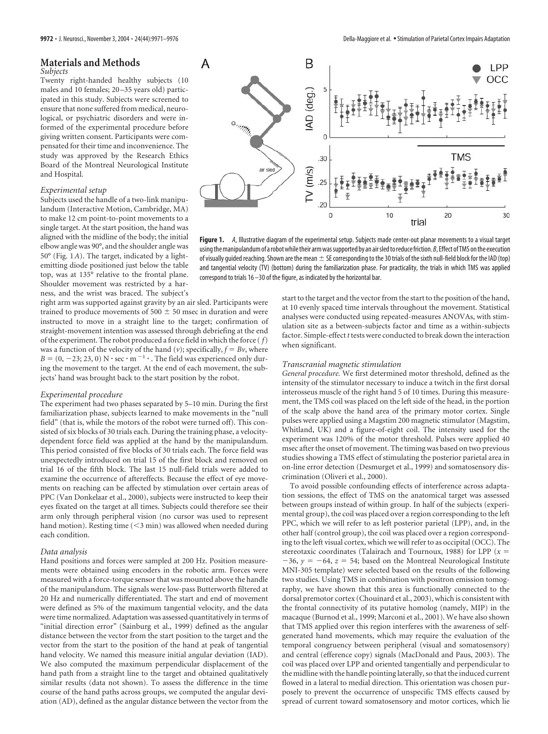## Materials and Methods

### Subjects

Twenty right-handed healthy subjects (10 males and 10 females; 20–35 years old) participated in this study. Subjects were screened to ensure that none suffered from medical, neurological, or psychiatric disorders and were informed of the experimental procedure before giving written consent. Participants were compensated for their time and inconvenience. The study was approved by the Research Ethics Board of the Montreal Neurological Institute and Hospital.

### Experimental setup

Subjects used the handle of a two-link manipulandum (Interactive Motion, Cambridge, MA) to make 12 cm point-to-point movements to a single target. At the start position, the hand was aligned with the midline of the body; the initial elbow angle was 90°, and the shoulder angle was 50° (Fig. 1*A*). The target, indicated by a light-emitting diode positioned just below the table top, was at 135° relative to the frontal plane. Shoulder movement was restricted by a harness, and the wrist was braced. The subject's right arm was supported against gravity by an air sled. Participants were trained to produce movements of 500 ± 50 msec in duration and were instructed to move in a straight line to the target; confirmation of straight-movement intention was assessed through debriefing at the end of the experiment. The robot produced a force field in which the force ($f$) was a function of the velocity of the hand ($v$); specifically, $f = Bv$, where $B = (0, -23; 23, 0)\ \mathrm{N \cdot sec \cdot m^{-1}}$. The field was experienced only during the movement to the target. At the end of each movement, the subjects' hand was brought back to the start position by the robot.

**Figure 1.** *A*, Illustrative diagram of the experimental setup. Subjects made center-out planar movements to a visual target using the manipulandum of a robot while their arm was supported by an air sled to reduce friction. *B*, Effect of TMS on the execution of visually guided reaching. Shown are the mean ± SE corresponding to the 30 trials of the sixth null-field block for the IAD (top) and tangential velocity (TV) (bottom) during the familiarization phase. For practicality, the trials in which TMS was applied correspond to trials 16–30 of the figure, as indicated by the horizontal bar.

### Experimental procedure

The experiment had two phases separated by 5–10 min. During the first familiarization phase, subjects learned to make movements in the "null field" (that is, while the motors of the robot were turned off). This consisted of six blocks of 30 trials each. During the training phase, a velocity-dependent force field was applied at the hand by the manipulandum. This period consisted of five blocks of 30 trials each. The force field was unexpectedly introduced on trial 15 of the first block and removed on trial 16 of the fifth block. The last 15 null-field trials were added to examine the occurrence of aftereffects. Because the effect of eye movements on reaching can be affected by stimulation over certain areas of PPC (Van Donkelaar et al., 2000), subjects were instructed to keep their eyes fixated on the target at all times. Subjects could therefore see their arm only through peripheral vision (no cursor was used to represent hand motion). Resting time (<3 min) was allowed when needed during each condition.

### Data analysis

Hand positions and forces were sampled at 200 Hz. Position measurements were obtained using encoders in the robotic arm. Forces were measured with a force-torque sensor that was mounted above the handle of the manipulandum. The signals were low-pass Butterworth filtered at 20 Hz and numerically differentiated. The start and end of movement were defined as 5% of the maximum tangential velocity, and the data were time normalized. Adaptation was assessed quantitatively in terms of "initial direction error" (Sainburg et al., 1999) defined as the angular distance between the vector from the start position to the target and the vector from the start to the position of the hand at peak of tangential hand velocity. We named this measure initial angular deviation (IAD). We also computed the maximum perpendicular displacement of the hand path from a straight line to the target and obtained qualitatively similar results (data not shown). To assess the difference in the time course of the hand paths across groups, we computed the angular deviation (AD), defined as the angular distance between the vector from the start to the target and the vector from the start to the position of the hand, at 10 evenly spaced time intervals throughout the movement. Statistical analyses were conducted using repeated-measures ANOVAs, with stimulation site as a between-subjects factor and time as a within-subjects factor. Simple-effect $t$ tests were conducted to break down the interaction when significant.

### Transcranial magnetic stimulation

*General procedure.* We first determined motor threshold, defined as the intensity of the stimulator necessary to induce a twitch in the first dorsal interosseus muscle of the right hand 5 of 10 times. During this measurement, the TMS coil was placed on the left side of the head, in the portion of the scalp above the hand area of the primary motor cortex. Single pulses were applied using a Magstim 200 magnetic stimulator (Magstim, Whitland, UK) and a figure-of-eight coil. The intensity used for the experiment was 120% of the motor threshold. Pulses were applied 40 msec after the onset of movement. The timing was based on two previous studies showing a TMS effect of stimulating the posterior parietal area in on-line error detection (Desmurget et al., 1999) and somatosensory discrimination (Oliveri et al., 2000).

To avoid possible confounding effects of interference across adaptation sessions, the effect of TMS on the anatomical target was assessed between groups instead of within group. In half of the subjects (experimental group), the coil was placed over a region corresponding to the left PPC, which we will refer to as left posterior parietal (LPP), and, in the other half (control group), the coil was placed over a region corresponding to the left visual cortex, which we will refer to as occipital (OCC). The stereotaxic coordinates (Talairach and Tournoux, 1988) for LPP ($x = -36$, $y = -64$, $z = 54$; based on the Montreal Neurological Institute MNI-305 template) were selected based on the results of the following two studies. Using TMS in combination with positron emission tomography, we have shown that this area is functionally connected to the dorsal premotor cortex (Chouinard et al., 2003), which is consistent with the frontal connectivity of its putative homolog (namely, MIP) in the macaque (Burnod et al., 1999; Marconi et al., 2001). We have also shown that TMS applied over this region interferes with the awareness of self-generated hand movements, which may require the evaluation of the temporal congruency between peripheral (visual and somatosensory) and central (efference copy) signals (MacDonald and Paus, 2003). The coil was placed over LPP and oriented tangentially and perpendicular to the midline with the handle pointing laterally, so that the induced current flowed in a lateral to medial direction. This orientation was chosen purposely to prevent the occurrence of unspecific TMS effects caused by spread of current toward somatosensory and motor cortices, which lie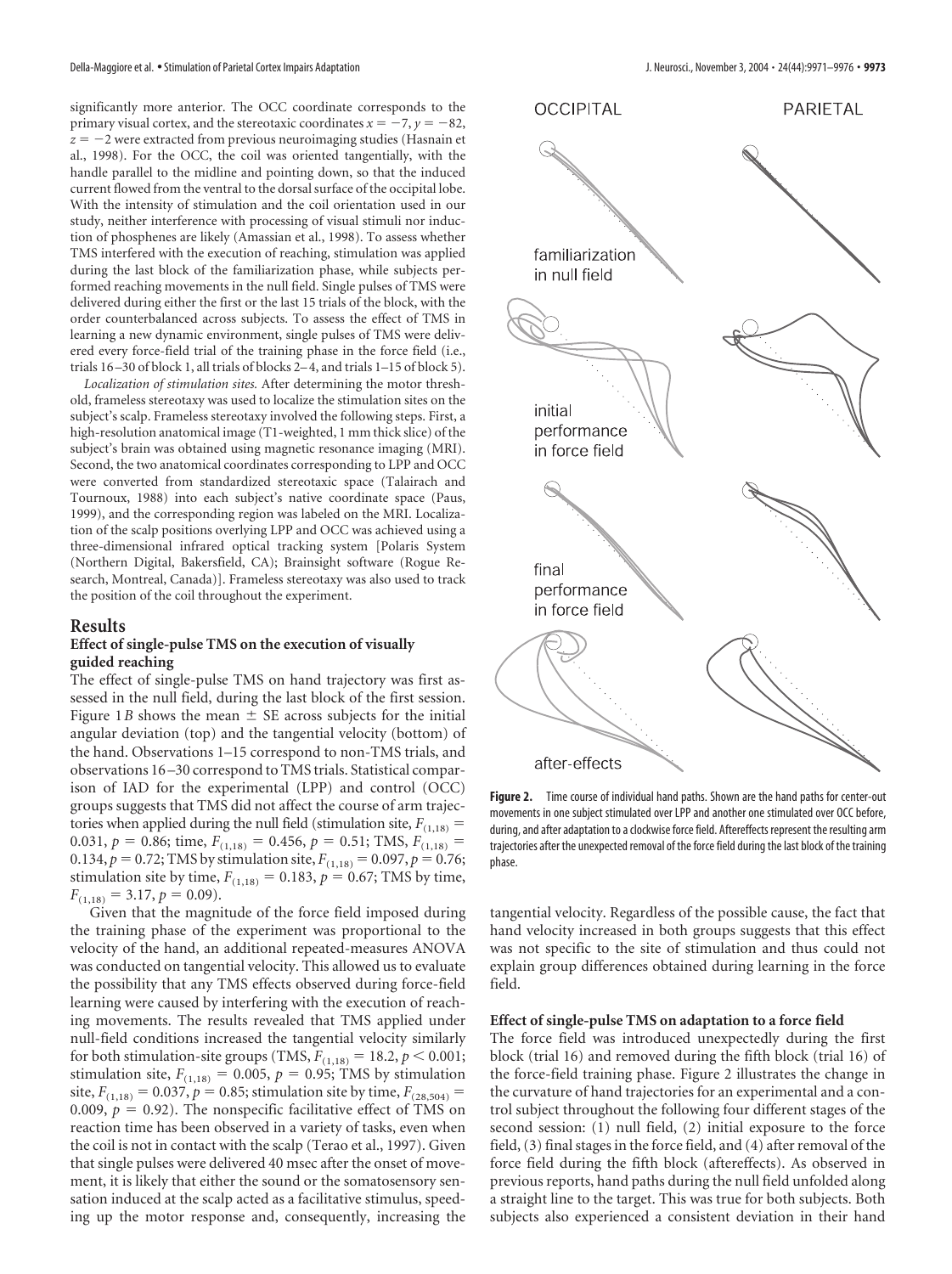significantly more anterior. The OCC coordinate corresponds to the primary visual cortex, and the stereotaxic coordinates $x = -7$, $y = -82$, $z = -2$ were extracted from previous neuroimaging studies (Hasnain et al., 1998). For the OCC, the coil was oriented tangentially, with the handle parallel to the midline and pointing down, so that the induced current flowed from the ventral to the dorsal surface of the occipital lobe. With the intensity of stimulation and the coil orientation used in our study, neither interference with processing of visual stimuli nor induction of phosphenes are likely (Amassian et al., 1998). To assess whether TMS interfered with the execution of reaching, stimulation was applied during the last block of the familiarization phase, while subjects performed reaching movements in the null field. Single pulses of TMS were delivered during either the first or the last 15 trials of the block, with the order counterbalanced across subjects. To assess the effect of TMS in learning a new dynamic environment, single pulses of TMS were delivered every force-field trial of the training phase in the force field (i.e., trials 16–30 of block 1, all trials of blocks 2–4, and trials 1–15 of block 5).

*Localization of stimulation sites.* After determining the motor threshold, frameless stereotaxy was used to localize the stimulation sites on the subject's scalp. Frameless stereotaxy involved the following steps. First, a high-resolution anatomical image (T1-weighted, 1 mm thick slice) of the subject's brain was obtained using magnetic resonance imaging (MRI). Second, the two anatomical coordinates corresponding to LPP and OCC were converted from standardized stereotaxic space (Talairach and Tournoux, 1988) into each subject's native coordinate space (Paus, 1999), and the corresponding region was labeled on the MRI. Localization of the scalp positions overlying LPP and OCC was achieved using a three-dimensional infrared optical tracking system [Polaris System (Northern Digital, Bakersfield, CA); Brainsight software (Rogue Research, Montreal, Canada)]. Frameless stereotaxy was also used to track the position of the coil throughout the experiment.

## Results

### Effect of single-pulse TMS on the execution of visually guided reaching

The effect of single-pulse TMS on hand trajectory was first assessed in the null field, during the last block of the first session. Figure 1*B* shows the mean ± SE across subjects for the initial angular deviation (top) and the tangential velocity (bottom) of the hand. Observations 1–15 correspond to non-TMS trials, and observations 16–30 correspond to TMS trials. Statistical comparison of IAD for the experimental (LPP) and control (OCC) groups suggests that TMS did not affect the course of arm trajectories when applied during the null field (stimulation site, $F_{(1,18)} = 0.031$, $p = 0.86$; time, $F_{(1,18)} = 0.456$, $p = 0.51$; TMS, $F_{(1,18)} = 0.134$, $p = 0.72$; TMS by stimulation site, $F_{(1,18)} = 0.097$, $p = 0.76$; stimulation site by time, $F_{(1,18)} = 0.183$, $p = 0.67$; TMS by time, $F_{(1,18)} = 3.17$, $p = 0.09$).

Given that the magnitude of the force field imposed during the training phase of the experiment was proportional to the velocity of the hand, an additional repeated-measures ANOVA was conducted on tangential velocity. This allowed us to evaluate the possibility that any TMS effects observed during force-field learning were caused by interfering with the execution of reaching movements. The results revealed that TMS applied under null-field conditions increased the tangential velocity similarly for both stimulation-site groups (TMS, $F_{(1,18)} = 18.2$, $p < 0.001$; stimulation site, $F_{(1,18)} = 0.005$, $p = 0.95$; TMS by stimulation site, $F_{(1,18)} = 0.037$, $p = 0.85$; stimulation site by time, $F_{(28,504)} = 0.009$, $p = 0.92$). The nonspecific facilitative effect of TMS on reaction time has been observed in a variety of tasks, even when the coil is not in contact with the scalp (Terao et al., 1997). Given that single pulses were delivered 40 msec after the onset of movement, it is likely that either the sound or the somatosensory sensation induced at the scalp acted as a facilitative stimulus, speeding up the motor response and, consequently, increasing the tangential velocity. Regardless of the possible cause, the fact that hand velocity increased in both groups suggests that this effect was not specific to the site of stimulation and thus could not explain group differences obtained during learning in the force field.

**Figure 2.** Time course of individual hand paths. Shown are the hand paths for center-out movements in one subject stimulated over LPP and another one stimulated over OCC before, during, and after adaptation to a clockwise force field. Aftereffects represent the resulting arm trajectories after the unexpected removal of the force field during the last block of the training phase.

### Effect of single-pulse TMS on adaptation to a force field

The force field was introduced unexpectedly during the first block (trial 16) and removed during the fifth block (trial 16) of the force-field training phase. Figure 2 illustrates the change in the curvature of hand trajectories for an experimental and a control subject throughout the following four different stages of the second session: (1) null field, (2) initial exposure to the force field, (3) final stages in the force field, and (4) after removal of the force field during the fifth block (aftereffects). As observed in previous reports, hand paths during the null field unfolded along a straight line to the target. This was true for both subjects. Both subjects also experienced a consistent deviation in their hand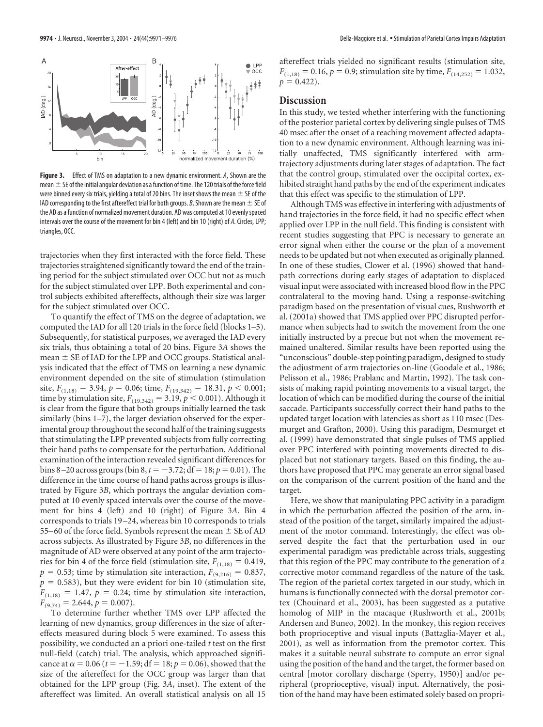**Figure 3.** Effect of TMS on adaptation to a new dynamic environment. *A*, Shown are the mean ± SE of the initial angular deviation as a function of time. The 120 trials of the force field were binned every six trials, yielding a total of 20 bins. The inset shows the mean ± SE of the IAD corresponding to the first aftereffect trial for both groups. *B*, Shown are the mean ± SE of the AD as a function of normalized movement duration. AD was computed at 10 evenly spaced intervals over the course of the movement for bin 4 (left) and bin 10 (right) of *A*. Circles, LPP; triangles, OCC.

trajectories when they first interacted with the force field. These trajectories straightened significantly toward the end of the training period for the subject stimulated over OCC but not as much for the subject stimulated over LPP. Both experimental and control subjects exhibited aftereffects, although their size was larger for the subject stimulated over OCC.

To quantify the effect of TMS on the degree of adaptation, we computed the IAD for all 120 trials in the force field (blocks 1–5). Subsequently, for statistical purposes, we averaged the IAD every six trials, thus obtaining a total of 20 bins. Figure 3*A* shows the mean ± SE of IAD for the LPP and OCC groups. Statistical analysis indicated that the effect of TMS on learning a new dynamic environment depended on the site of stimulation (stimulation site, $F_{(1,18)} = 3.94$, $p = 0.06$; time, $F_{(19,342)} = 18.31$, $p < 0.001$; time by stimulation site, $F_{(19,342)} = 3.19$, $p < 0.001$). Although it is clear from the figure that both groups initially learned the task similarly (bins 1–7), the larger deviation observed for the experimental group throughout the second half of the training suggests that stimulating the LPP prevented subjects from fully correcting their hand paths to compensate for the perturbation. Additional examination of the interaction revealed significant differences for bins 8–20 across groups (bin 8, $t = -3.72$; df = 18; $p = 0.01$). The difference in the time course of hand paths across groups is illustrated by Figure 3*B*, which portrays the angular deviation computed at 10 evenly spaced intervals over the course of the movement for bins 4 (left) and 10 (right) of Figure 3*A*. Bin 4 corresponds to trials 19–24, whereas bin 10 corresponds to trials 55–60 of the force field. Symbols represent the mean ± SE of AD across subjects. As illustrated by Figure 3*B*, no differences in the magnitude of AD were observed at any point of the arm trajectories for bin 4 of the force field (stimulation site, $F_{(1,18)} = 0.419$, $p = 0.53$; time by stimulation site interaction, $F_{(9,216)} = 0.837$, $p = 0.583$), but they were evident for bin 10 (stimulation site, $F_{(1,18)} = 1.47$, $p = 0.24$; time by stimulation site interaction, $F_{(9,74)} = 2.644$, $p = 0.007$).

To determine further whether TMS over LPP affected the learning of new dynamics, group differences in the size of aftereffects measured during block 5 were examined. To assess this possibility, we conducted an a priori one-tailed *t* test on the first null-field (catch) trial. The analysis, which approached significance at $\alpha = 0.06$ ($t = -1.59$; df = 18; $p = 0.06$), showed that the size of the aftereffect for the OCC group was larger than that obtained for the LPP group (Fig. 3*A*, inset). The extent of the aftereffect was limited. An overall statistical analysis on all 15 aftereffect trials yielded no significant results (stimulation site, $F_{(1,18)} = 0.16$, $p = 0.9$; stimulation site by time, $F_{(14,252)} = 1.032$, $p = 0.422$).

## Discussion

In this study, we tested whether interfering with the functioning of the posterior parietal cortex by delivering single pulses of TMS 40 msec after the onset of a reaching movement affected adaptation to a new dynamic environment. Although learning was initially unaffected, TMS significantly interfered with arm-trajectory adjustments during later stages of adaptation. The fact that the control group, stimulated over the occipital cortex, exhibited straight hand paths by the end of the experiment indicates that this effect was specific to the stimulation of LPP.

Although TMS was effective in interfering with adjustments of hand trajectories in the force field, it had no specific effect when applied over LPP in the null field. This finding is consistent with recent studies suggesting that PPC is necessary to generate an error signal when either the course or the plan of a movement needs to be updated but not when executed as originally planned. In one of these studies, Clower et al. (1996) showed that hand-path corrections during early stages of adaptation to displaced visual input were associated with increased blood flow in the PPC contralateral to the moving hand. Using a response-switching paradigm based on the presentation of visual cues, Rushworth et al. (2001a) showed that TMS applied over PPC disrupted performance when subjects had to switch the movement from the one initially instructed by a precue but not when the movement remained unaltered. Similar results have been reported using the "unconscious" double-step pointing paradigm, designed to study the adjustment of arm trajectories on-line (Goodale et al., 1986; Pelisson et al., 1986; Prablanc and Martin, 1992). The task consists of making rapid pointing movements to a visual target, the location of which can be modified during the course of the initial saccade. Participants successfully correct their hand paths to the updated target location with latencies as short as 110 msec (Desmurget and Grafton, 2000). Using this paradigm, Desmurget et al. (1999) have demonstrated that single pulses of TMS applied over PPC interfered with pointing movements directed to displaced but not stationary targets. Based on this finding, the authors have proposed that PPC may generate an error signal based on the comparison of the current position of the hand and the target.

Here, we show that manipulating PPC activity in a paradigm in which the perturbation affected the position of the arm, instead of the position of the target, similarly impaired the adjustment of the motor command. Interestingly, the effect was observed despite the fact that the perturbation used in our experimental paradigm was predictable across trials, suggesting that this region of the PPC may contribute to the generation of a corrective motor command regardless of the nature of the task. The region of the parietal cortex targeted in our study, which in humans is functionally connected with the dorsal premotor cortex (Chouinard et al., 2003), has been suggested as a putative homolog of MIP in the macaque (Rushworth et al., 2001b; Andersen and Buneo, 2002). In the monkey, this region receives both proprioceptive and visual inputs (Battaglia-Mayer et al., 2001), as well as information from the premotor cortex. This makes it a suitable neural substrate to compute an error signal using the position of the hand and the target, the former based on central [motor corollary discharge (Sperry, 1950)] and/or peripheral (proprioceptive, visual) input. Alternatively, the position of the hand may have been estimated solely based on propri-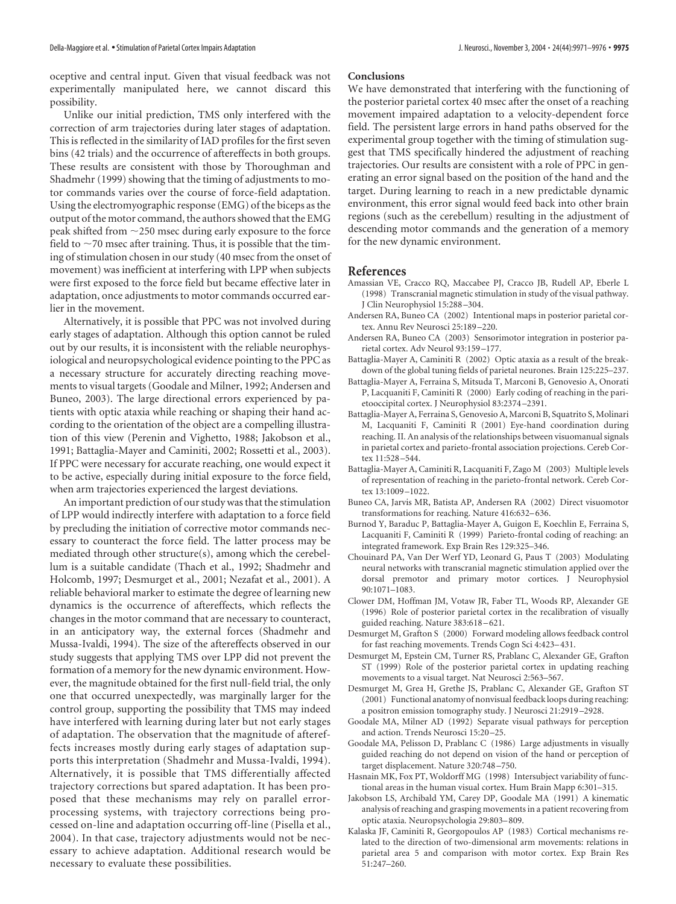oceptive and central input. Given that visual feedback was not experimentally manipulated here, we cannot discard this possibility.

Unlike our initial prediction, TMS only interfered with the correction of arm trajectories during later stages of adaptation. This is reflected in the similarity of IAD profiles for the first seven bins (42 trials) and the occurrence of aftereffects in both groups. These results are consistent with those by Thoroughman and Shadmehr (1999) showing that the timing of adjustments to motor commands varies over the course of force-field adaptation. Using the electromyographic response (EMG) of the biceps as the output of the motor command, the authors showed that the EMG peak shifted from ~250 msec during early exposure to the force field to ~70 msec after training. Thus, it is possible that the timing of stimulation chosen in our study (40 msec from the onset of movement) was inefficient at interfering with LPP when subjects were first exposed to the force field but became effective later in adaptation, once adjustments to motor commands occurred earlier in the movement.

Alternatively, it is possible that PPC was not involved during early stages of adaptation. Although this option cannot be ruled out by our results, it is inconsistent with the reliable neurophysiological and neuropsychological evidence pointing to the PPC as a necessary structure for accurately directing reaching movements to visual targets (Goodale and Milner, 1992; Andersen and Buneo, 2003). The large directional errors experienced by patients with optic ataxia while reaching or shaping their hand according to the orientation of the object are a compelling illustration of this view (Perenin and Vighetto, 1988; Jakobson et al., 1991; Battaglia-Mayer and Caminiti, 2002; Rossetti et al., 2003). If PPC were necessary for accurate reaching, one would expect it to be active, especially during initial exposure to the force field, when arm trajectories experienced the largest deviations.

An important prediction of our study was that the stimulation of LPP would indirectly interfere with adaptation to a force field by precluding the initiation of corrective motor commands necessary to counteract the force field. The latter process may be mediated through other structure(s), among which the cerebellum is a suitable candidate (Thach et al., 1992; Shadmehr and Holcomb, 1997; Desmurget et al., 2001; Nezafat et al., 2001). A reliable behavioral marker to estimate the degree of learning new dynamics is the occurrence of aftereffects, which reflects the changes in the motor command that are necessary to counteract, in an anticipatory way, the external forces (Shadmehr and Mussa-Ivaldi, 1994). The size of the aftereffects observed in our study suggests that applying TMS over LPP did not prevent the formation of a memory for the new dynamic environment. However, the magnitude obtained for the first null-field trial, the only one that occurred unexpectedly, was marginally larger for the control group, supporting the possibility that TMS may indeed have interfered with learning during later but not early stages of adaptation. The observation that the magnitude of aftereffects increases mostly during early stages of adaptation supports this interpretation (Shadmehr and Mussa-Ivaldi, 1994). Alternatively, it is possible that TMS differentially affected trajectory corrections but spared adaptation. It has been proposed that these mechanisms may rely on parallel error-processing systems, with trajectory corrections being processed on-line and adaptation occurring off-line (Pisella et al., 2004). In that case, trajectory adjustments would not be necessary to achieve adaptation. Additional research would be necessary to evaluate these possibilities.

### Conclusions

We have demonstrated that interfering with the functioning of the posterior parietal cortex 40 msec after the onset of a reaching movement impaired adaptation to a velocity-dependent force field. The persistent large errors in hand paths observed for the experimental group together with the timing of stimulation suggest that TMS specifically hindered the adjustment of reaching trajectories. Our results are consistent with a role of PPC in generating an error signal based on the position of the hand and the target. During learning to reach in a new predictable dynamic environment, this error signal would feed back into other brain regions (such as the cerebellum) resulting in the adjustment of descending motor commands and the generation of a memory for the new dynamic environment.

## References

Amassian VE, Cracco RQ, Maccabee PJ, Cracco JB, Rudell AP, Eberle L (1998) Transcranial magnetic stimulation in study of the visual pathway. J Clin Neurophysiol 15:288–304.

Andersen RA, Buneo CA (2002) Intentional maps in posterior parietal cortex. Annu Rev Neurosci 25:189–220.

Andersen RA, Buneo CA (2003) Sensorimotor integration in posterior parietal cortex. Adv Neurol 93:159–177.

Battaglia-Mayer A, Caminiti R (2002) Optic ataxia as a result of the breakdown of the global tuning fields of parietal neurones. Brain 125:225–237.

Battaglia-Mayer A, Ferraina S, Mitsuda T, Marconi B, Genovesio A, Onorati P, Lacquaniti F, Caminiti R (2000) Early coding of reaching in the parietooccipital cortex. J Neurophysiol 83:2374–2391.

Battaglia-Mayer A, Ferraina S, Genovesio A, Marconi B, Squatrito S, Molinari M, Lacquaniti F, Caminiti R (2001) Eye-hand coordination during reaching. II. An analysis of the relationships between visuomanual signals in parietal cortex and parieto-frontal association projections. Cereb Cortex 11:528–544.

Battaglia-Mayer A, Caminiti R, Lacquaniti F, Zago M (2003) Multiple levels of representation of reaching in the parieto-frontal network. Cereb Cortex 13:1009–1022.

Buneo CA, Jarvis MR, Batista AP, Andersen RA (2002) Direct visuomotor transformations for reaching. Nature 416:632–636.

Burnod Y, Baraduc P, Battaglia-Mayer A, Guigon E, Koechlin E, Ferraina S, Lacquaniti F, Caminiti R (1999) Parieto-frontal coding of reaching: an integrated framework. Exp Brain Res 129:325–346.

Chouinard PA, Van Der Werf YD, Leonard G, Paus T (2003) Modulating neural networks with transcranial magnetic stimulation applied over the dorsal premotor and primary motor cortices. J Neurophysiol 90:1071–1083.

Clower DM, Hoffman JM, Votaw JR, Faber TL, Woods RP, Alexander GE (1996) Role of posterior parietal cortex in the recalibration of visually guided reaching. Nature 383:618–621.

Desmurget M, Grafton S (2000) Forward modeling allows feedback control for fast reaching movements. Trends Cogn Sci 4:423–431.

Desmurget M, Epstein CM, Turner RS, Prablanc C, Alexander GE, Grafton ST (1999) Role of the posterior parietal cortex in updating reaching movements to a visual target. Nat Neurosci 2:563–567.

Desmurget M, Grea H, Grethe JS, Prablanc C, Alexander GE, Grafton ST (2001) Functional anatomy of nonvisual feedback loops during reaching: a positron emission tomography study. J Neurosci 21:2919–2928.

Goodale MA, Milner AD (1992) Separate visual pathways for perception and action. Trends Neurosci 15:20–25.

Goodale MA, Pelisson D, Prablanc C (1986) Large adjustments in visually guided reaching do not depend on vision of the hand or perception of target displacement. Nature 320:748–750.

Hasnain MK, Fox PT, Woldorff MG (1998) Intersubject variability of functional areas in the human visual cortex. Hum Brain Mapp 6:301–315.

Jakobson LS, Archibald YM, Carey DP, Goodale MA (1991) A kinematic analysis of reaching and grasping movements in a patient recovering from optic ataxia. Neuropsychologia 29:803–809.

Kalaska JF, Caminiti R, Georgopoulos AP (1983) Cortical mechanisms related to the direction of two-dimensional arm movements: relations in parietal area 5 and comparison with motor cortex. Exp Brain Res 51:247–260.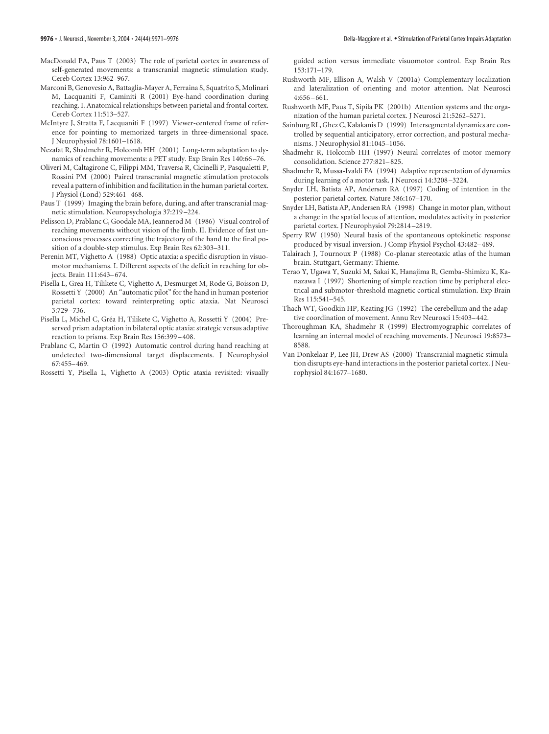MacDonald PA, Paus T (2003) The role of parietal cortex in awareness of self-generated movements: a transcranial magnetic stimulation study. Cereb Cortex 13:962–967.

Marconi B, Genovesio A, Battaglia-Mayer A, Ferraina S, Squatrito S, Molinari M, Lacquaniti F, Caminiti R (2001) Eye-hand coordination during reaching. I. Anatomical relationships between parietal and frontal cortex. Cereb Cortex 11:513–527.

McIntyre J, Stratta F, Lacquaniti F (1997) Viewer-centered frame of reference for pointing to memorized targets in three-dimensional space. J Neurophysiol 78:1601–1618.

Nezafat R, Shadmehr R, Holcomb HH (2001) Long-term adaptation to dynamics of reaching movements: a PET study. Exp Brain Res 140:66–76.

Oliveri M, Caltagirone C, Filippi MM, Traversa R, Cicinelli P, Pasqualetti P, Rossini PM (2000) Paired transcranial magnetic stimulation protocols reveal a pattern of inhibition and facilitation in the human parietal cortex. J Physiol (Lond) 529:461–468.

Paus T (1999) Imaging the brain before, during, and after transcranial magnetic stimulation. Neuropsychologia 37:219–224.

Pelisson D, Prablanc C, Goodale MA, Jeannerod M (1986) Visual control of reaching movements without vision of the limb. II. Evidence of fast unconscious processes correcting the trajectory of the hand to the final position of a double-step stimulus. Exp Brain Res 62:303–311.

Perenin MT, Vighetto A (1988) Optic ataxia: a specific disruption in visuomotor mechanisms. I. Different aspects of the deficit in reaching for objects. Brain 111:643–674.

Pisella L, Grea H, Tilikete C, Vighetto A, Desmurget M, Rode G, Boisson D, Rossetti Y (2000) An "automatic pilot" for the hand in human posterior parietal cortex: toward reinterpreting optic ataxia. Nat Neurosci 3:729–736.

Pisella L, Michel C, Gréa H, Tilikete C, Vighetto A, Rossetti Y (2004) Preserved prism adaptation in bilateral optic ataxia: strategic versus adaptive reaction to prisms. Exp Brain Res 156:399–408.

Prablanc C, Martin O (1992) Automatic control during hand reaching at undetected two-dimensional target displacements. J Neurophysiol 67:455–469.

Rossetti Y, Pisella L, Vighetto A (2003) Optic ataxia revisited: visually guided action versus immediate visuomotor control. Exp Brain Res 153:171–179.

Rushworth MF, Ellison A, Walsh V (2001a) Complementary localization and lateralization of orienting and motor attention. Nat Neurosci 4:656–661.

Rushworth MF, Paus T, Sipila PK (2001b) Attention systems and the organization of the human parietal cortex. J Neurosci 21:5262–5271.

Sainburg RL, Ghez C, Kalakanis D (1999) Intersegmental dynamics are controlled by sequential anticipatory, error correction, and postural mechanisms. J Neurophysiol 81:1045–1056.

Shadmehr R, Holcomb HH (1997) Neural correlates of motor memory consolidation. Science 277:821–825.

Shadmehr R, Mussa-Ivaldi FA (1994) Adaptive representation of dynamics during learning of a motor task. J Neurosci 14:3208–3224.

Snyder LH, Batista AP, Andersen RA (1997) Coding of intention in the posterior parietal cortex. Nature 386:167–170.

Snyder LH, Batista AP, Andersen RA (1998) Change in motor plan, without a change in the spatial locus of attention, modulates activity in posterior parietal cortex. J Neurophysiol 79:2814–2819.

Sperry RW (1950) Neural basis of the spontaneous optokinetic response produced by visual inversion. J Comp Physiol Psychol 43:482–489.

Talairach J, Tournoux P (1988) Co-planar stereotaxic atlas of the human brain. Stuttgart, Germany: Thieme.

Terao Y, Ugawa Y, Suzuki M, Sakai K, Hanajima R, Gemba-Shimizu K, Kanazawa I (1997) Shortening of simple reaction time by peripheral electrical and submotor-threshold magnetic cortical stimulation. Exp Brain Res 115:541–545.

Thach WT, Goodkin HP, Keating JG (1992) The cerebellum and the adaptive coordination of movement. Annu Rev Neurosci 15:403–442.

Thoroughman KA, Shadmehr R (1999) Electromyographic correlates of learning an internal model of reaching movements. J Neurosci 19:8573–8588.

Van Donkelaar P, Lee JH, Drew AS (2000) Transcranial magnetic stimulation disrupts eye-hand interactions in the posterior parietal cortex. J Neurophysiol 84:1677–1680.